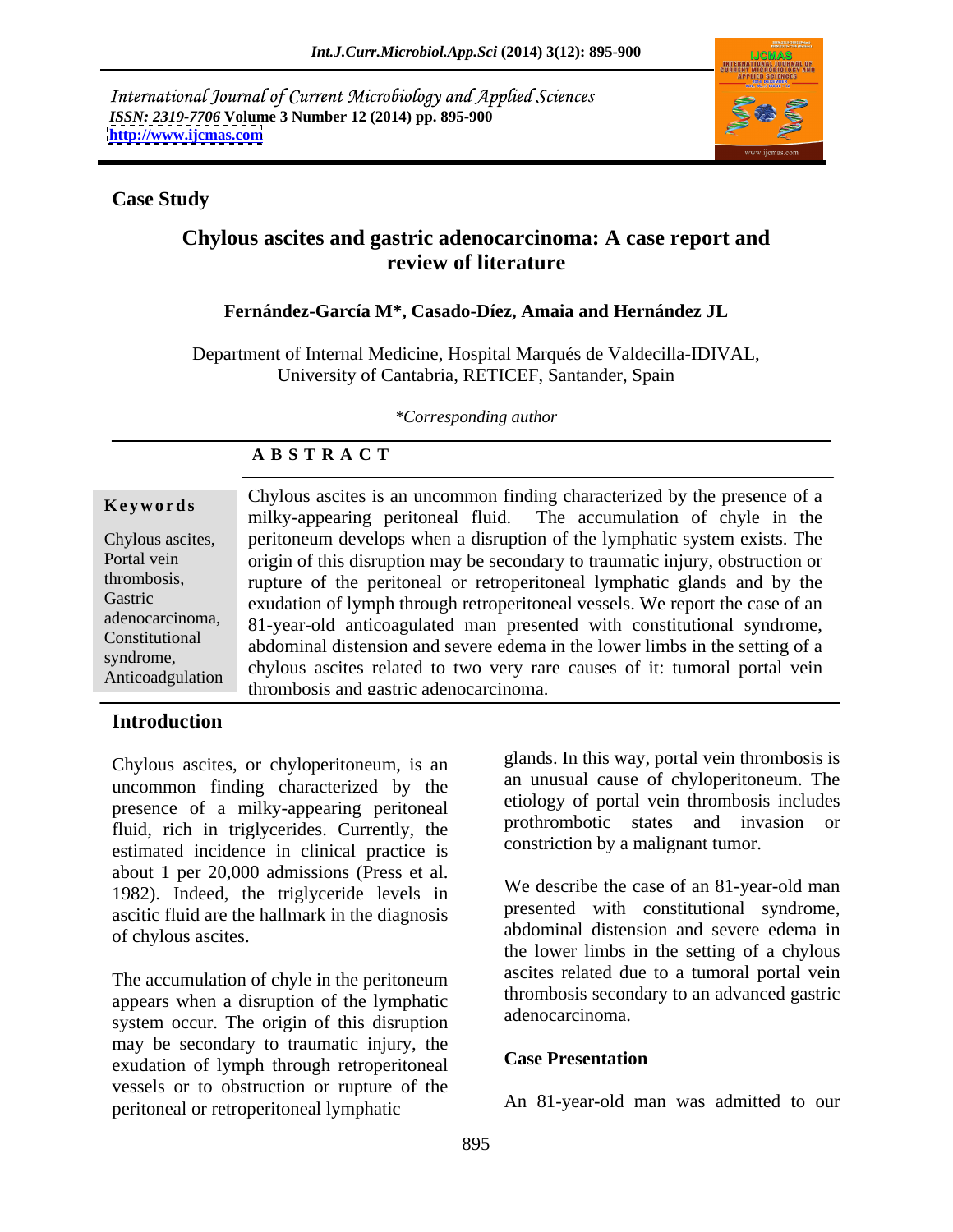International Journal of Current Microbiology and Applied Sciences
*ISSN: 2319-7706* **Volume 3 Number 12 (2014) pp. 895-900**
**http://www.ijcmas.com**

**Case Study**

# Chylous ascites and gastric adenocarcinoma: A case report and review of literature

**Fernández-García M*, Casado-Díez, Amaia and Hernández JL**

Department of Internal Medicine, Hospital Marqués de Valdecilla-IDIVAL, University of Cantabria, RETICEF, Santander, Spain

*\*Corresponding author*

**A B S T R A C T**

**Keywords**

Chylous ascites, Portal vein thrombosis, Gastric adenocarcinoma, Constitutional syndrome, Anticoadgulation

Chylous ascites is an uncommon finding characterized by the presence of a milky-appearing peritoneal fluid. The accumulation of chyle in the peritoneum develops when a disruption of the lymphatic system exists. The origin of this disruption may be secondary to traumatic injury, obstruction or rupture of the peritoneal or retroperitoneal lymphatic glands and by the exudation of lymph through retroperitoneal vessels. We report the case of an 81-year-old anticoagulated man presented with constitutional syndrome, abdominal distension and severe edema in the lower limbs in the setting of a chylous ascites related to two very rare causes of it: tumoral portal vein thrombosis and gastric adenocarcinoma.

## Introduction

Chylous ascites, or chyloperitoneum, is an uncommon finding characterized by the presence of a milky-appearing peritoneal fluid, rich in triglycerides. Currently, the estimated incidence in clinical practice is about 1 per 20,000 admissions (Press et al. 1982). Indeed, the triglyceride levels in ascitic fluid are the hallmark in the diagnosis of chylous ascites.

The accumulation of chyle in the peritoneum appears when a disruption of the lymphatic system occur. The origin of this disruption may be secondary to traumatic injury, the exudation of lymph through retroperitoneal vessels or to obstruction or rupture of the peritoneal or retroperitoneal lymphatic glands. In this way, portal vein thrombosis is an unusual cause of chyloperitoneum. The etiology of portal vein thrombosis includes prothrombotic states and invasion or constriction by a malignant tumor.

We describe the case of an 81-year-old man presented with constitutional syndrome, abdominal distension and severe edema in the lower limbs in the setting of a chylous ascites related due to a tumoral portal vein thrombosis secondary to an advanced gastric adenocarcinoma.

## Case Presentation

An 81-year-old man was admitted to our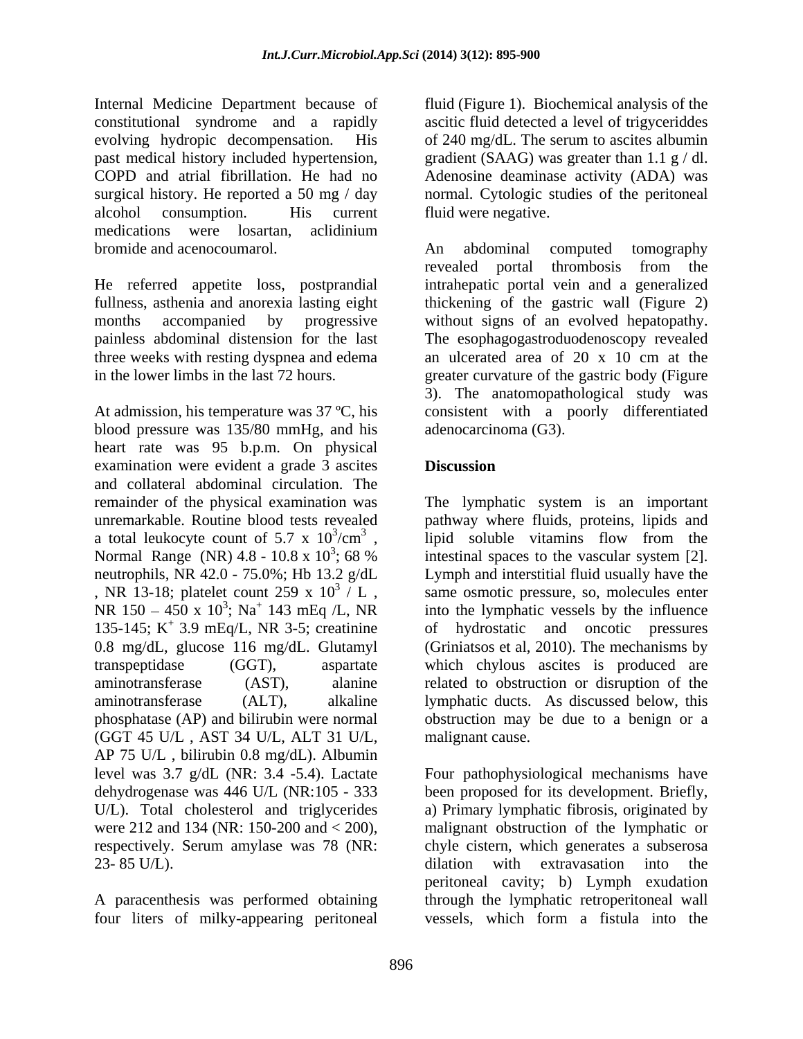Internal Medicine Department because of constitutional syndrome and a rapidly evolving hydropic decompensation. His past medical history included hypertension, COPD and atrial fibrillation. He had no surgical history. He reported a 50 mg / day alcohol consumption. His current medications were losartan, aclidinium bromide and acenocoumarol.

He referred appetite loss, postprandial fullness, asthenia and anorexia lasting eight months accompanied by progressive painless abdominal distension for the last three weeks with resting dyspnea and edema in the lower limbs in the last 72 hours.

At admission, his temperature was 37 ºC, his blood pressure was 135/80 mmHg, and his heart rate was 95 b.p.m. On physical examination were evident a grade 3 ascites and collateral abdominal circulation. The remainder of the physical examination was unremarkable. Routine blood tests revealed a total leukocyte count of 5.7 x $10^3$/cm$^3$ , Normal Range (NR) 4.8 - 10.8 x $10^3$; 68 % neutrophils, NR 42.0 - 75.0%; Hb 13.2 g/dL , NR 13-18; platelet count 259 x $10^3$ / L , NR 150 – 450 x $10^3$; $Na^+$ 143 mEq /L, NR 135-145; $K^+$ 3.9 mEq/L, NR 3-5; creatinine 0.8 mg/dL, glucose 116 mg/dL. Glutamyl transpeptidase (GGT), aspartate aminotransferase (AST), alanine aminotransferase (ALT), alkaline phosphatase (AP) and bilirubin were normal (GGT 45 U/L , AST 34 U/L, ALT 31 U/L, AP 75 U/L , bilirubin 0.8 mg/dL). Albumin level was 3.7 g/dL (NR: 3.4 -5.4). Lactate dehydrogenase was 446 U/L (NR:105 - 333 U/L). Total cholesterol and triglycerides were 212 and 134 (NR: 150-200 and < 200), respectively. Serum amylase was 78 (NR: 23- 85 U/L).

A paracenthesis was performed obtaining four liters of milky-appearing peritoneal fluid (Figure 1). Biochemical analysis of the ascitic fluid detected a level of trigyceriddes of 240 mg/dL. The serum to ascites albumin gradient (SAAG) was greater than 1.1 g / dl. Adenosine deaminase activity (ADA) was normal. Cytologic studies of the peritoneal fluid were negative.

An abdominal computed tomography revealed portal thrombosis from the intrahepatic portal vein and a generalized thickening of the gastric wall (Figure 2) without signs of an evolved hepatopathy. The esophagogastroduodenoscopy revealed an ulcerated area of 20 x 10 cm at the greater curvature of the gastric body (Figure 3). The anatomopathological study was consistent with a poorly differentiated adenocarcinoma (G3).

## Discussion

The lymphatic system is an important pathway where fluids, proteins, lipids and lipid soluble vitamins flow from the intestinal spaces to the vascular system [2]. Lymph and interstitial fluid usually have the same osmotic pressure, so, molecules enter into the lymphatic vessels by the influence of hydrostatic and oncotic pressures (Griniatsos et al, 2010). The mechanisms by which chylous ascites is produced are related to obstruction or disruption of the lymphatic ducts. As discussed below, this obstruction may be due to a benign or a malignant cause.

Four pathophysiological mechanisms have been proposed for its development. Briefly, a) Primary lymphatic fibrosis, originated by malignant obstruction of the lymphatic or chyle cistern, which generates a subserosa dilation with extravasation into the peritoneal cavity; b) Lymph exudation through the lymphatic retroperitoneal wall vessels, which form a fistula into the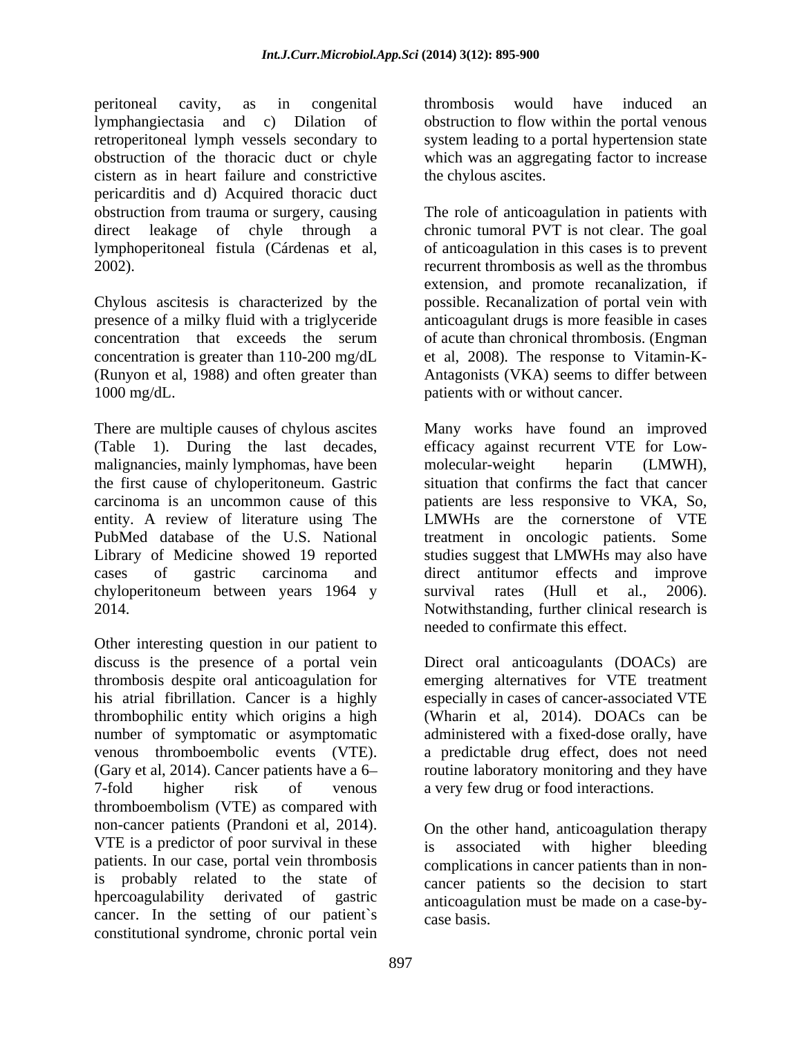peritoneal cavity, as in congenital lymphangiectasia and c) Dilation of retroperitoneal lymph vessels secondary to obstruction of the thoracic duct or chyle cistern as in heart failure and constrictive pericarditis and d) Acquired thoracic duct obstruction from trauma or surgery, causing direct leakage of chyle through a lymphoperitoneal fistula (Cárdenas et al, 2002).

Chylous ascitesis is characterized by the presence of a milky fluid with a triglyceride concentration that exceeds the serum concentration is greater than 110-200 mg/dL (Runyon et al, 1988) and often greater than 1000 mg/dL.

There are multiple causes of chylous ascites (Table 1). During the last decades, malignancies, mainly lymphomas, have been the first cause of chyloperitoneum. Gastric carcinoma is an uncommon cause of this entity. A review of literature using The PubMed database of the U.S. National Library of Medicine showed 19 reported cases of gastric carcinoma and chyloperitoneum between years 1964 y 2014.

Other interesting question in our patient to discuss is the presence of a portal vein thrombosis despite oral anticoagulation for his atrial fibrillation. Cancer is a highly thrombophilic entity which origins a high number of symptomatic or asymptomatic venous thromboembolic events (VTE). (Gary et al, 2014). Cancer patients have a 6–7-fold higher risk of venous thromboembolism (VTE) as compared with non-cancer patients (Prandoni et al, 2014). VTE is a predictor of poor survival in these patients. In our case, portal vein thrombosis is probably related to the state of hpercoagulability derivated of gastric cancer. In the setting of our patient`s constitutional syndrome, chronic portal vein thrombosis would have induced an obstruction to flow within the portal venous system leading to a portal hypertension state which was an aggregating factor to increase the chylous ascites.

The role of anticoagulation in patients with chronic tumoral PVT is not clear. The goal of anticoagulation in this cases is to prevent recurrent thrombosis as well as the thrombus extension, and promote recanalization, if possible. Recanalization of portal vein with anticoagulant drugs is more feasible in cases of acute than chronical thrombosis. (Engman et al, 2008). The response to Vitamin-K-Antagonists (VKA) seems to differ between patients with or without cancer.

Many works have found an improved efficacy against recurrent VTE for Low-molecular-weight heparin (LMWH), situation that confirms the fact that cancer patients are less responsive to VKA, So, LMWHs are the cornerstone of VTE treatment in oncologic patients. Some studies suggest that LMWHs may also have direct antitumor effects and improve survival rates (Hull et al., 2006). Notwithstanding, further clinical research is needed to confirmate this effect.

Direct oral anticoagulants (DOACs) are emerging alternatives for VTE treatment especially in cases of cancer-associated VTE (Wharin et al, 2014). DOACs can be administered with a fixed-dose orally, have a predictable drug effect, does not need routine laboratory monitoring and they have a very few drug or food interactions.

On the other hand, anticoagulation therapy is associated with higher bleeding complications in cancer patients than in non-cancer patients so the decision to start anticoagulation must be made on a case-by-case basis.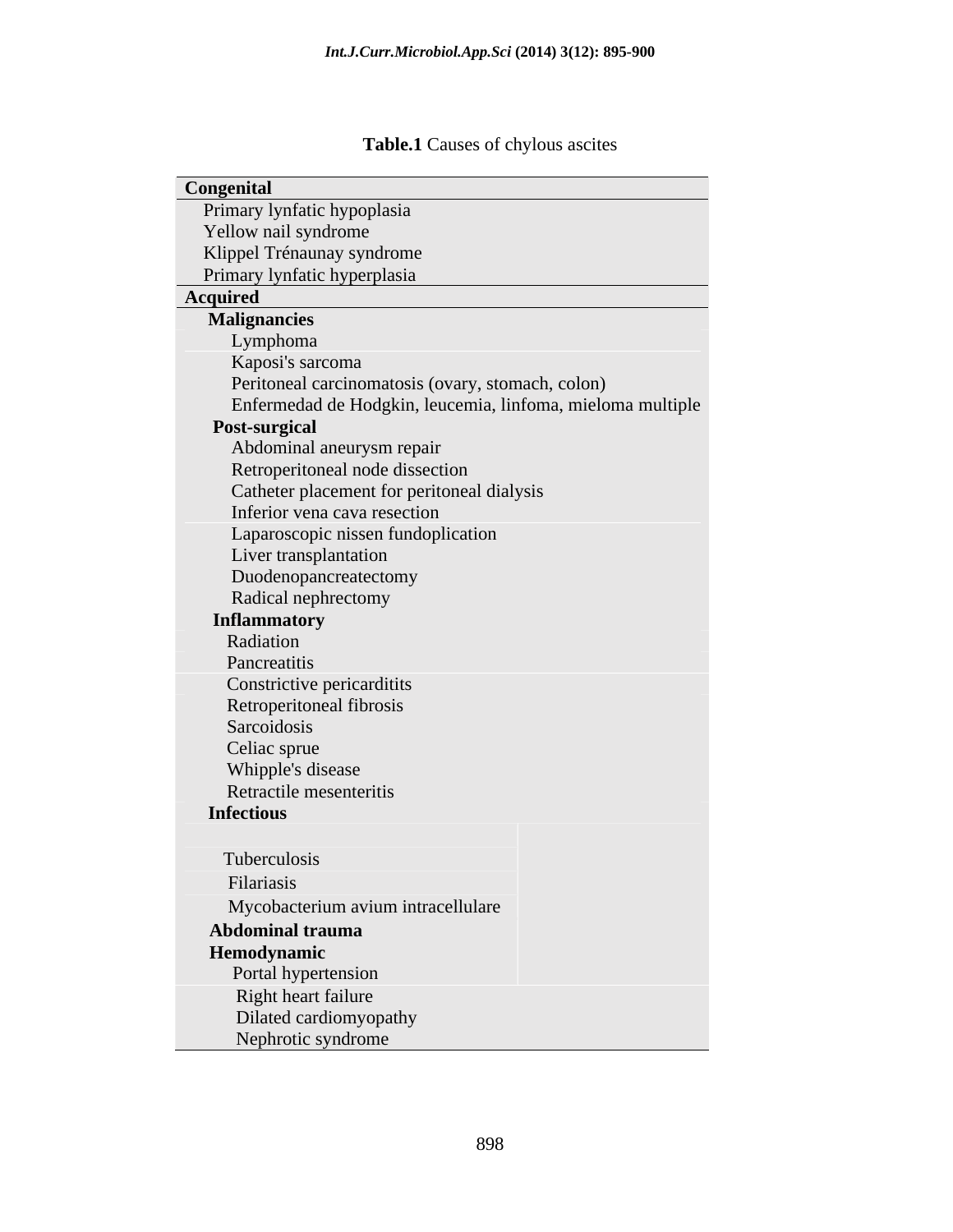**Table.1** Causes of chylous ascites

| Congenital |
|---|
| Primary lynfatic hypoplasia |
| Yellow nail syndrome |
| Klippel Trénaunay syndrome |
| Primary lynfatic hyperplasia |
| **Acquired** |
| **Malignancies** |
| Lymphoma |
| Kaposi's sarcoma |
| Peritoneal carcinomatosis (ovary, stomach, colon) |
| Enfermedad de Hodgkin, leucemia, linfoma, mieloma multiple |
| **Post-surgical** |
| Abdominal aneurysm repair |
| Retroperitoneal node dissection |
| Catheter placement for peritoneal dialysis |
| Inferior vena cava resection |
| Laparoscopic nissen fundoplication |
| Liver transplantation |
| Duodenopancreatectomy |
| Radical nephrectomy |
| **Inflammatory** |
| Radiation |
| Pancreatitis |
| Constrictive pericarditits |
| Retroperitoneal fibrosis |
| Sarcoidosis |
| Celiac sprue |
| Whipple's disease |
| Retractile mesenteritis |
| **Infectious** |
| Tuberculosis |
| Filariasis |
| Mycobacterium avium intracellulare |
| **Abdominal trauma** |
| **Hemodynamic** |
| Portal hypertension |
| Right heart failure |
| Dilated cardiomyopathy |
| Nephrotic syndrome |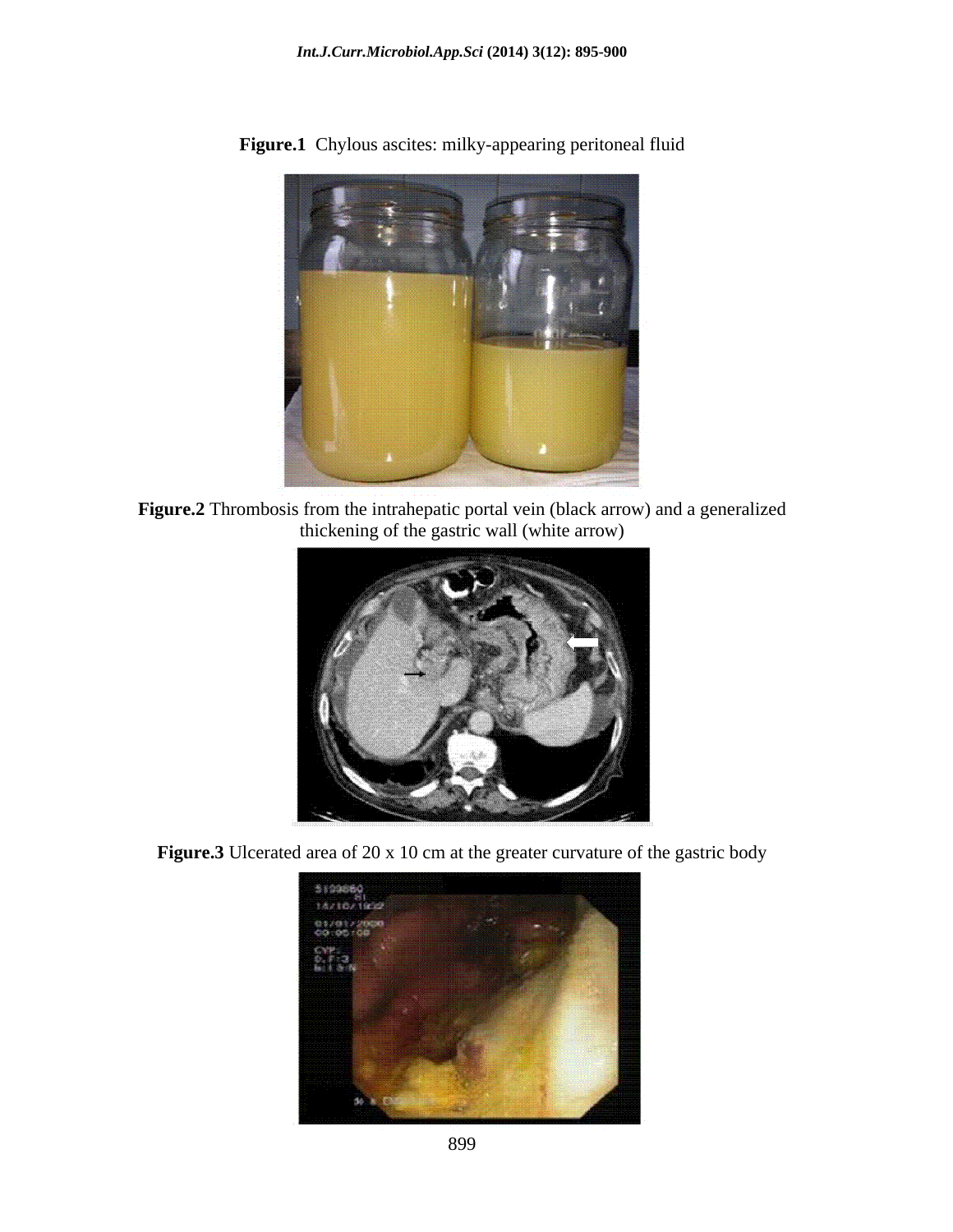**Figure.1** Chylous ascites: milky-appearing peritoneal fluid

**Figure.2** Thrombosis from the intrahepatic portal vein (black arrow) and a generalized thickening of the gastric wall (white arrow)

**Figure.3** Ulcerated area of 20 x 10 cm at the greater curvature of the gastric body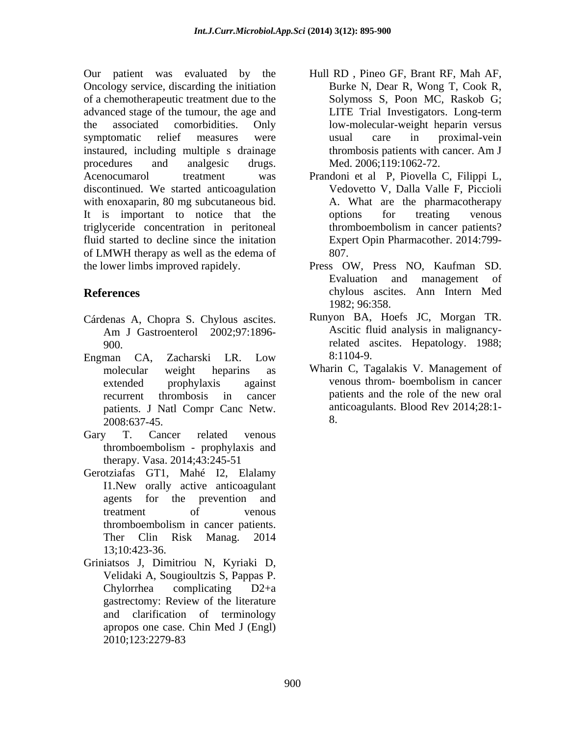Our patient was evaluated by the Oncology service, discarding the initiation of a chemotherapeutic treatment due to the advanced stage of the tumour, the age and the associated comorbidities. Only symptomatic relief measures were instaured, including multiple s drainage procedures and analgesic drugs. Acenocumarol treatment was discontinued. We started anticoagulation with enoxaparin, 80 mg subcutaneous bid. It is important to notice that the triglyceride concentration in peritoneal fluid started to decline since the initation of LMWH therapy as well as the edema of the lower limbs improved rapidely.

## References

Cárdenas A, Chopra S. Chylous ascites. Am J Gastroenterol 2002;97:1896-900.

Engman CA, Zacharski LR. Low molecular weight heparins as extended prophylaxis against recurrent thrombosis in cancer patients. J Natl Compr Canc Netw. 2008:637-45.

Gary T. Cancer related venous thromboembolism - prophylaxis and therapy. Vasa. 2014;43:245-51

Gerotziafas GT1, Mahé I2, Elalamy I1.New orally active anticoagulant agents for the prevention and treatment of venous thromboembolism in cancer patients. Ther Clin Risk Manag. 2014 13;10:423-36.

Griniatsos J, Dimitriou N, Kyriaki D, Velidaki A, Sougioultzis S, Pappas P. Chylorrhea complicating D2+a gastrectomy: Review of the literature and clarification of terminology apropos one case. Chin Med J (Engl) 2010;123:2279-83

Hull RD , Pineo GF, Brant RF, Mah AF, Burke N, Dear R, Wong T, Cook R, Solymoss S, Poon MC, Raskob G; LITE Trial Investigators. Long-term low-molecular-weight heparin versus usual care in proximal-vein thrombosis patients with cancer. Am J Med. 2006;119:1062-72.

Prandoni et al P, Piovella C, Filippi L, Vedovetto V, Dalla Valle F, Piccioli A. What are the pharmacotherapy options for treating venous thromboembolism in cancer patients? Expert Opin Pharmacother. 2014:799-807.

Press OW, Press NO, Kaufman SD. Evaluation and management of chylous ascites. Ann Intern Med 1982; 96:358.

Runyon BA, Hoefs JC, Morgan TR. Ascitic fluid analysis in malignancy-related ascites. Hepatology. 1988; 8:1104-9.

Wharin C, Tagalakis V. Management of venous throm- boembolism in cancer patients and the role of the new oral anticoagulants. Blood Rev 2014;28:1-8.